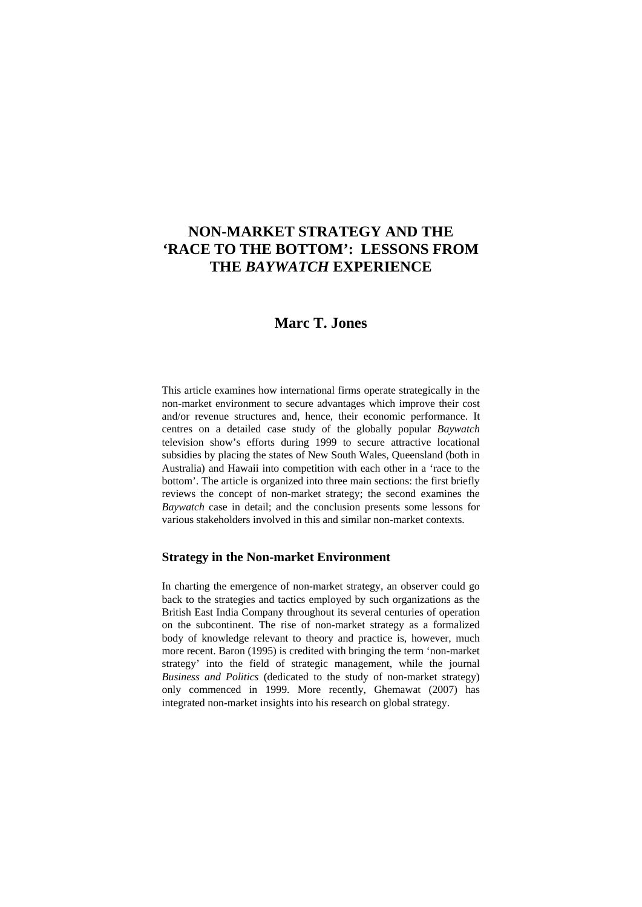# NON-MARKET STRATEGY AND THE 'RACE TO THE BOTTOM': LESSONS FROM THE *BAYWATCH* EXPERIENCE

## Marc T. Jones

This article examines how international firms operate strategically in the non-market environment to secure advantages which improve their cost and/or revenue structures and, hence, their economic performance. It centres on a detailed case study of the globally popular *Baywatch* television show's efforts during 1999 to secure attractive locational subsidies by placing the states of New South Wales, Queensland (both in Australia) and Hawaii into competition with each other in a 'race to the bottom'. The article is organized into three main sections: the first briefly reviews the concept of non-market strategy; the second examines the *Baywatch* case in detail; and the conclusion presents some lessons for various stakeholders involved in this and similar non-market contexts.

### Strategy in the Non-market Environment

In charting the emergence of non-market strategy, an observer could go back to the strategies and tactics employed by such organizations as the British East India Company throughout its several centuries of operation on the subcontinent. The rise of non-market strategy as a formalized body of knowledge relevant to theory and practice is, however, much more recent. Baron (1995) is credited with bringing the term 'non-market strategy' into the field of strategic management, while the journal *Business and Politics* (dedicated to the study of non-market strategy) only commenced in 1999. More recently, Ghemawat (2007) has integrated non-market insights into his research on global strategy.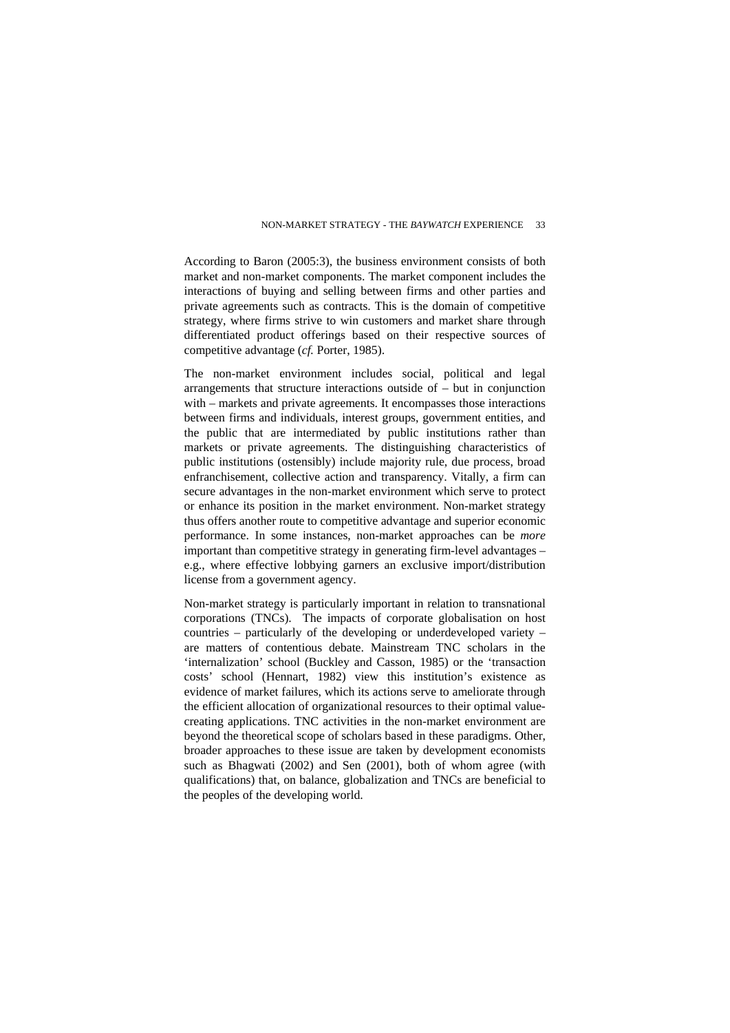According to Baron (2005:3), the business environment consists of both market and non-market components. The market component includes the interactions of buying and selling between firms and other parties and private agreements such as contracts. This is the domain of competitive strategy, where firms strive to win customers and market share through differentiated product offerings based on their respective sources of competitive advantage (*cf.* Porter, 1985).

The non-market environment includes social, political and legal arrangements that structure interactions outside of – but in conjunction with – markets and private agreements. It encompasses those interactions between firms and individuals, interest groups, government entities, and the public that are intermediated by public institutions rather than markets or private agreements. The distinguishing characteristics of public institutions (ostensibly) include majority rule, due process, broad enfranchisement, collective action and transparency. Vitally, a firm can secure advantages in the non-market environment which serve to protect or enhance its position in the market environment. Non-market strategy thus offers another route to competitive advantage and superior economic performance. In some instances, non-market approaches can be *more* important than competitive strategy in generating firm-level advantages – e.g., where effective lobbying garners an exclusive import/distribution license from a government agency.

Non-market strategy is particularly important in relation to transnational corporations (TNCs). The impacts of corporate globalisation on host countries – particularly of the developing or underdeveloped variety – are matters of contentious debate. Mainstream TNC scholars in the 'internalization' school (Buckley and Casson, 1985) or the 'transaction costs' school (Hennart, 1982) view this institution's existence as evidence of market failures, which its actions serve to ameliorate through the efficient allocation of organizational resources to their optimal value-creating applications. TNC activities in the non-market environment are beyond the theoretical scope of scholars based in these paradigms. Other, broader approaches to these issue are taken by development economists such as Bhagwati (2002) and Sen (2001), both of whom agree (with qualifications) that, on balance, globalization and TNCs are beneficial to the peoples of the developing world.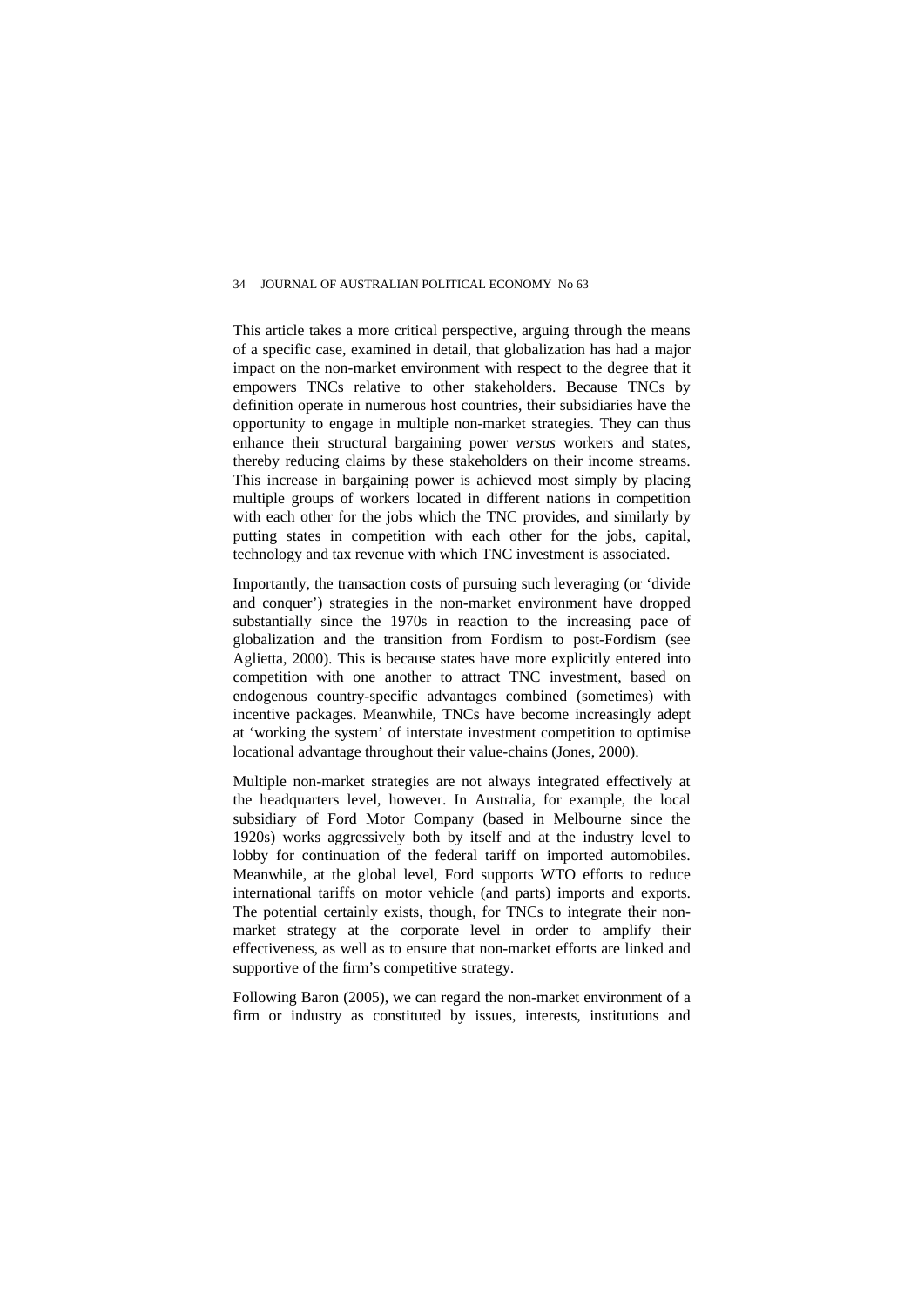This article takes a more critical perspective, arguing through the means of a specific case, examined in detail, that globalization has had a major impact on the non-market environment with respect to the degree that it empowers TNCs relative to other stakeholders. Because TNCs by definition operate in numerous host countries, their subsidiaries have the opportunity to engage in multiple non-market strategies. They can thus enhance their structural bargaining power *versus* workers and states, thereby reducing claims by these stakeholders on their income streams. This increase in bargaining power is achieved most simply by placing multiple groups of workers located in different nations in competition with each other for the jobs which the TNC provides, and similarly by putting states in competition with each other for the jobs, capital, technology and tax revenue with which TNC investment is associated.

Importantly, the transaction costs of pursuing such leveraging (or 'divide and conquer') strategies in the non-market environment have dropped substantially since the 1970s in reaction to the increasing pace of globalization and the transition from Fordism to post-Fordism (see Aglietta, 2000). This is because states have more explicitly entered into competition with one another to attract TNC investment, based on endogenous country-specific advantages combined (sometimes) with incentive packages. Meanwhile, TNCs have become increasingly adept at 'working the system' of interstate investment competition to optimise locational advantage throughout their value-chains (Jones, 2000).

Multiple non-market strategies are not always integrated effectively at the headquarters level, however. In Australia, for example, the local subsidiary of Ford Motor Company (based in Melbourne since the 1920s) works aggressively both by itself and at the industry level to lobby for continuation of the federal tariff on imported automobiles. Meanwhile, at the global level, Ford supports WTO efforts to reduce international tariffs on motor vehicle (and parts) imports and exports. The potential certainly exists, though, for TNCs to integrate their non-market strategy at the corporate level in order to amplify their effectiveness, as well as to ensure that non-market efforts are linked and supportive of the firm's competitive strategy.

Following Baron (2005), we can regard the non-market environment of a firm or industry as constituted by issues, interests, institutions and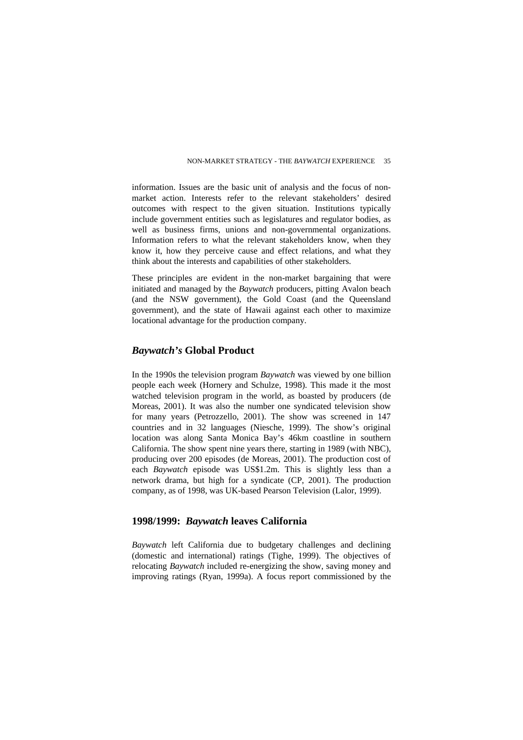information. Issues are the basic unit of analysis and the focus of non-market action. Interests refer to the relevant stakeholders' desired outcomes with respect to the given situation. Institutions typically include government entities such as legislatures and regulator bodies, as well as business firms, unions and non-governmental organizations. Information refers to what the relevant stakeholders know, when they know it, how they perceive cause and effect relations, and what they think about the interests and capabilities of other stakeholders.

These principles are evident in the non-market bargaining that were initiated and managed by the *Baywatch* producers, pitting Avalon beach (and the NSW government), the Gold Coast (and the Queensland government), and the state of Hawaii against each other to maximize locational advantage for the production company.

## *Baywatch's* Global Product

In the 1990s the television program *Baywatch* was viewed by one billion people each week (Hornery and Schulze, 1998). This made it the most watched television program in the world, as boasted by producers (de Moreas, 2001). It was also the number one syndicated television show for many years (Petrozzello, 2001). The show was screened in 147 countries and in 32 languages (Niesche, 1999). The show's original location was along Santa Monica Bay's 46km coastline in southern California. The show spent nine years there, starting in 1989 (with NBC), producing over 200 episodes (de Moreas, 2001). The production cost of each *Baywatch* episode was US$1.2m. This is slightly less than a network drama, but high for a syndicate (CP, 2001). The production company, as of 1998, was UK-based Pearson Television (Lalor, 1999).

## 1998/1999: *Baywatch* leaves California

*Baywatch* left California due to budgetary challenges and declining (domestic and international) ratings (Tighe, 1999). The objectives of relocating *Baywatch* included re-energizing the show, saving money and improving ratings (Ryan, 1999a). A focus report commissioned by the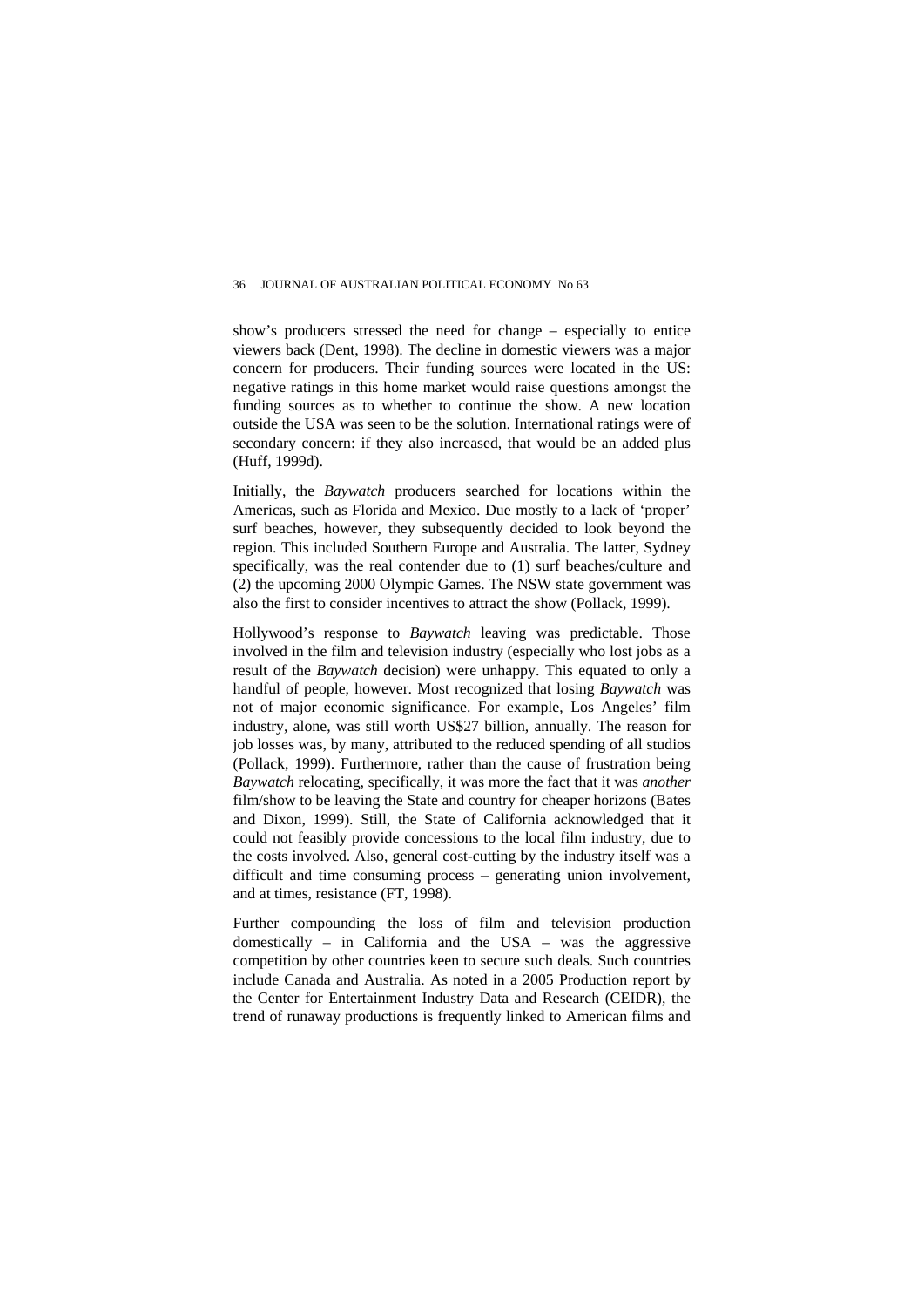show's producers stressed the need for change – especially to entice viewers back (Dent, 1998). The decline in domestic viewers was a major concern for producers. Their funding sources were located in the US: negative ratings in this home market would raise questions amongst the funding sources as to whether to continue the show. A new location outside the USA was seen to be the solution. International ratings were of secondary concern: if they also increased, that would be an added plus (Huff, 1999d).

Initially, the *Baywatch* producers searched for locations within the Americas, such as Florida and Mexico. Due mostly to a lack of 'proper' surf beaches, however, they subsequently decided to look beyond the region. This included Southern Europe and Australia. The latter, Sydney specifically, was the real contender due to (1) surf beaches/culture and (2) the upcoming 2000 Olympic Games. The NSW state government was also the first to consider incentives to attract the show (Pollack, 1999).

Hollywood's response to *Baywatch* leaving was predictable. Those involved in the film and television industry (especially who lost jobs as a result of the *Baywatch* decision) were unhappy. This equated to only a handful of people, however. Most recognized that losing *Baywatch* was not of major economic significance. For example, Los Angeles' film industry, alone, was still worth US$27 billion, annually. The reason for job losses was, by many, attributed to the reduced spending of all studios (Pollack, 1999). Furthermore, rather than the cause of frustration being *Baywatch* relocating, specifically, it was more the fact that it was *another* film/show to be leaving the State and country for cheaper horizons (Bates and Dixon, 1999). Still, the State of California acknowledged that it could not feasibly provide concessions to the local film industry, due to the costs involved. Also, general cost-cutting by the industry itself was a difficult and time consuming process – generating union involvement, and at times, resistance (FT, 1998).

Further compounding the loss of film and television production domestically – in California and the USA – was the aggressive competition by other countries keen to secure such deals. Such countries include Canada and Australia. As noted in a 2005 Production report by the Center for Entertainment Industry Data and Research (CEIDR), the trend of runaway productions is frequently linked to American films and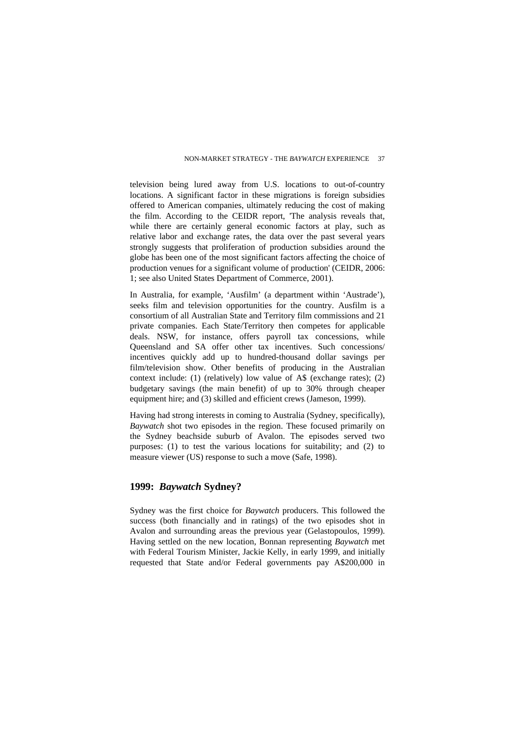television being lured away from U.S. locations to out-of-country locations. A significant factor in these migrations is foreign subsidies offered to American companies, ultimately reducing the cost of making the film. According to the CEIDR report, 'The analysis reveals that, while there are certainly general economic factors at play, such as relative labor and exchange rates, the data over the past several years strongly suggests that proliferation of production subsidies around the globe has been one of the most significant factors affecting the choice of production venues for a significant volume of production' (CEIDR, 2006: 1; see also United States Department of Commerce, 2001).

In Australia, for example, 'Ausfilm' (a department within 'Austrade'), seeks film and television opportunities for the country. Ausfilm is a consortium of all Australian State and Territory film commissions and 21 private companies. Each State/Territory then competes for applicable deals. NSW, for instance, offers payroll tax concessions, while Queensland and SA offer other tax incentives. Such concessions/ incentives quickly add up to hundred-thousand dollar savings per film/television show. Other benefits of producing in the Australian context include: (1) (relatively) low value of A$ (exchange rates); (2) budgetary savings (the main benefit) of up to 30% through cheaper equipment hire; and (3) skilled and efficient crews (Jameson, 1999).

Having had strong interests in coming to Australia (Sydney, specifically), *Baywatch* shot two episodes in the region. These focused primarily on the Sydney beachside suburb of Avalon. The episodes served two purposes: (1) to test the various locations for suitability; and (2) to measure viewer (US) response to such a move (Safe, 1998).

## 1999: *Baywatch* Sydney?

Sydney was the first choice for *Baywatch* producers. This followed the success (both financially and in ratings) of the two episodes shot in Avalon and surrounding areas the previous year (Gelastopoulos, 1999). Having settled on the new location, Bonnan representing *Baywatch* met with Federal Tourism Minister, Jackie Kelly, in early 1999, and initially requested that State and/or Federal governments pay A$200,000 in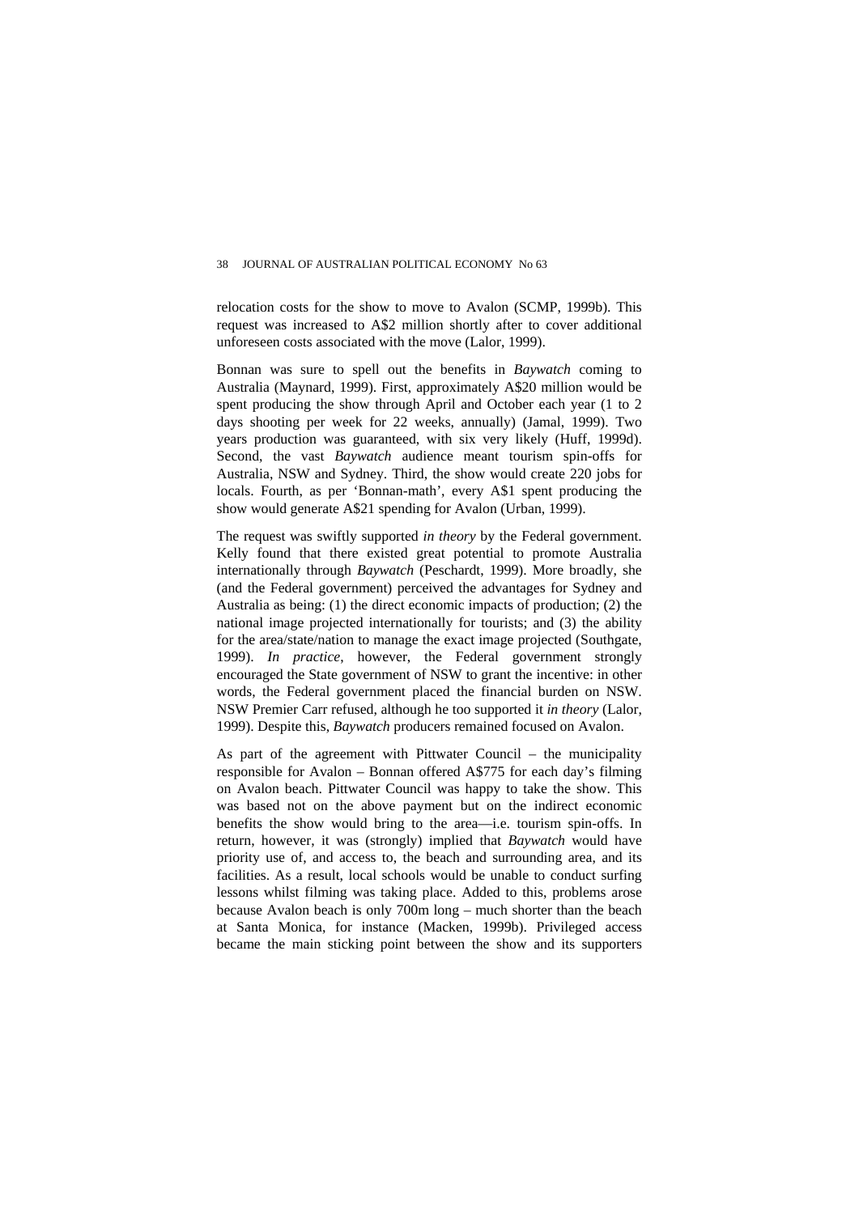relocation costs for the show to move to Avalon (SCMP, 1999b). This request was increased to A$2 million shortly after to cover additional unforeseen costs associated with the move (Lalor, 1999).

Bonnan was sure to spell out the benefits in *Baywatch* coming to Australia (Maynard, 1999). First, approximately A$20 million would be spent producing the show through April and October each year (1 to 2 days shooting per week for 22 weeks, annually) (Jamal, 1999). Two years production was guaranteed, with six very likely (Huff, 1999d). Second, the vast *Baywatch* audience meant tourism spin-offs for Australia, NSW and Sydney. Third, the show would create 220 jobs for locals. Fourth, as per 'Bonnan-math', every A$1 spent producing the show would generate A$21 spending for Avalon (Urban, 1999).

The request was swiftly supported *in theory* by the Federal government. Kelly found that there existed great potential to promote Australia internationally through *Baywatch* (Peschardt, 1999). More broadly, she (and the Federal government) perceived the advantages for Sydney and Australia as being: (1) the direct economic impacts of production; (2) the national image projected internationally for tourists; and (3) the ability for the area/state/nation to manage the exact image projected (Southgate, 1999). *In practice*, however, the Federal government strongly encouraged the State government of NSW to grant the incentive: in other words, the Federal government placed the financial burden on NSW. NSW Premier Carr refused, although he too supported it *in theory* (Lalor, 1999). Despite this, *Baywatch* producers remained focused on Avalon.

As part of the agreement with Pittwater Council – the municipality responsible for Avalon – Bonnan offered A$775 for each day's filming on Avalon beach. Pittwater Council was happy to take the show. This was based not on the above payment but on the indirect economic benefits the show would bring to the area—i.e. tourism spin-offs. In return, however, it was (strongly) implied that *Baywatch* would have priority use of, and access to, the beach and surrounding area, and its facilities. As a result, local schools would be unable to conduct surfing lessons whilst filming was taking place. Added to this, problems arose because Avalon beach is only 700m long – much shorter than the beach at Santa Monica, for instance (Macken, 1999b). Privileged access became the main sticking point between the show and its supporters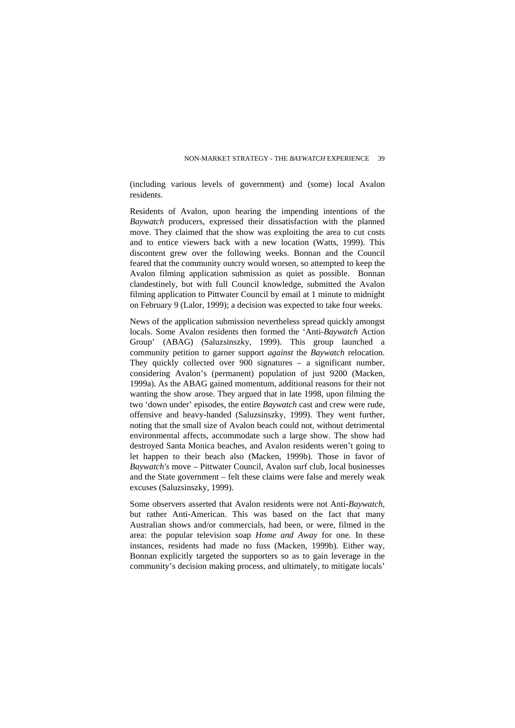(including various levels of government) and (some) local Avalon residents.

Residents of Avalon, upon hearing the impending intentions of the *Baywatch* producers, expressed their dissatisfaction with the planned move. They claimed that the show was exploiting the area to cut costs and to entice viewers back with a new location (Watts, 1999). This discontent grew over the following weeks. Bonnan and the Council feared that the community outcry would worsen, so attempted to keep the Avalon filming application submission as quiet as possible. Bonnan clandestinely, but with full Council knowledge, submitted the Avalon filming application to Pittwater Council by email at 1 minute to midnight on February 9 (Lalor, 1999); a decision was expected to take four weeks.

News of the application submission nevertheless spread quickly amongst locals. Some Avalon residents then formed the 'Anti-*Baywatch* Action Group' (ABAG) (Saluzsinszky, 1999). This group launched a community petition to garner support *against* the *Baywatch* relocation. They quickly collected over 900 signatures – a significant number, considering Avalon's (permanent) population of just 9200 (Macken, 1999a). As the ABAG gained momentum, additional reasons for their not wanting the show arose. They argued that in late 1998, upon filming the two 'down under' episodes, the entire *Baywatch* cast and crew were rude, offensive and heavy-handed (Saluzsinszky, 1999). They went further, noting that the small size of Avalon beach could not, without detrimental environmental affects, accommodate such a large show. The show had destroyed Santa Monica beaches, and Avalon residents weren't going to let happen to their beach also (Macken, 1999b). Those in favor of *Baywatch's* move – Pittwater Council, Avalon surf club, local businesses and the State government – felt these claims were false and merely weak excuses (Saluzsinszky, 1999).

Some observers asserted that Avalon residents were not Anti-*Baywatch*, but rather Anti-American. This was based on the fact that many Australian shows and/or commercials, had been, or were, filmed in the area: the popular television soap *Home and Away* for one. In these instances, residents had made no fuss (Macken, 1999b). Either way, Bonnan explicitly targeted the supporters so as to gain leverage in the community's decision making process, and ultimately, to mitigate locals'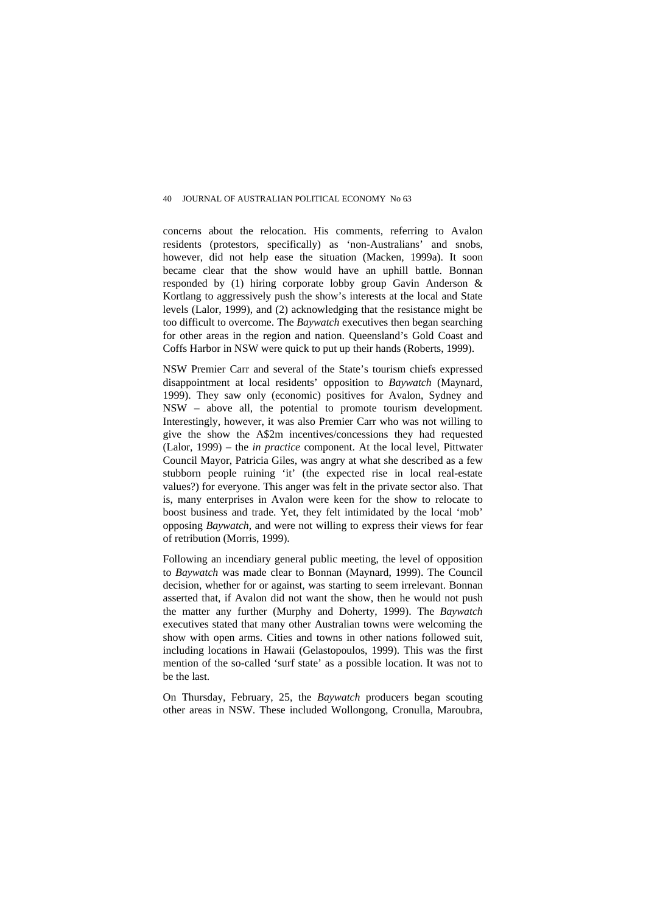concerns about the relocation. His comments, referring to Avalon residents (protestors, specifically) as 'non-Australians' and snobs, however, did not help ease the situation (Macken, 1999a). It soon became clear that the show would have an uphill battle. Bonnan responded by (1) hiring corporate lobby group Gavin Anderson & Kortlang to aggressively push the show's interests at the local and State levels (Lalor, 1999), and (2) acknowledging that the resistance might be too difficult to overcome. The *Baywatch* executives then began searching for other areas in the region and nation. Queensland's Gold Coast and Coffs Harbor in NSW were quick to put up their hands (Roberts, 1999).

NSW Premier Carr and several of the State's tourism chiefs expressed disappointment at local residents' opposition to *Baywatch* (Maynard, 1999). They saw only (economic) positives for Avalon, Sydney and NSW – above all, the potential to promote tourism development. Interestingly, however, it was also Premier Carr who was not willing to give the show the A$2m incentives/concessions they had requested (Lalor, 1999) – the *in practice* component. At the local level, Pittwater Council Mayor, Patricia Giles, was angry at what she described as a few stubborn people ruining 'it' (the expected rise in local real-estate values?) for everyone. This anger was felt in the private sector also. That is, many enterprises in Avalon were keen for the show to relocate to boost business and trade. Yet, they felt intimidated by the local 'mob' opposing *Baywatch*, and were not willing to express their views for fear of retribution (Morris, 1999).

Following an incendiary general public meeting, the level of opposition to *Baywatch* was made clear to Bonnan (Maynard, 1999). The Council decision, whether for or against, was starting to seem irrelevant. Bonnan asserted that, if Avalon did not want the show, then he would not push the matter any further (Murphy and Doherty, 1999). The *Baywatch* executives stated that many other Australian towns were welcoming the show with open arms. Cities and towns in other nations followed suit, including locations in Hawaii (Gelastopoulos, 1999). This was the first mention of the so-called 'surf state' as a possible location. It was not to be the last.

On Thursday, February, 25, the *Baywatch* producers began scouting other areas in NSW. These included Wollongong, Cronulla, Maroubra,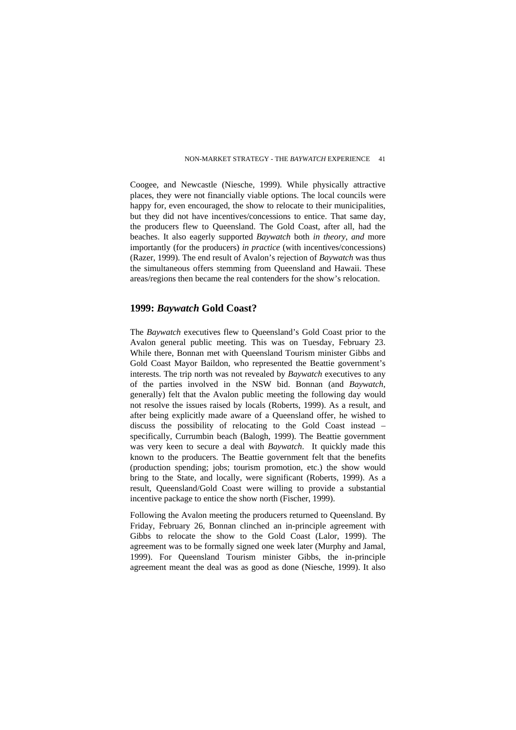Coogee, and Newcastle (Niesche, 1999). While physically attractive places, they were not financially viable options. The local councils were happy for, even encouraged, the show to relocate to their municipalities, but they did not have incentives/concessions to entice. That same day, the producers flew to Queensland. The Gold Coast, after all, had the beaches. It also eagerly supported *Baywatch* both *in theory*, *and* more importantly (for the producers) *in practice* (with incentives/concessions) (Razer, 1999). The end result of Avalon's rejection of *Baywatch* was thus the simultaneous offers stemming from Queensland and Hawaii. These areas/regions then became the real contenders for the show's relocation.

## 1999: *Baywatch* Gold Coast?

The *Baywatch* executives flew to Queensland's Gold Coast prior to the Avalon general public meeting. This was on Tuesday, February 23. While there, Bonnan met with Queensland Tourism minister Gibbs and Gold Coast Mayor Baildon, who represented the Beattie government's interests. The trip north was not revealed by *Baywatch* executives to any of the parties involved in the NSW bid. Bonnan (and *Baywatch*, generally) felt that the Avalon public meeting the following day would not resolve the issues raised by locals (Roberts, 1999). As a result, and after being explicitly made aware of a Queensland offer, he wished to discuss the possibility of relocating to the Gold Coast instead – specifically, Currumbin beach (Balogh, 1999). The Beattie government was very keen to secure a deal with *Baywatch*. It quickly made this known to the producers. The Beattie government felt that the benefits (production spending; jobs; tourism promotion, etc.) the show would bring to the State, and locally, were significant (Roberts, 1999). As a result, Queensland/Gold Coast were willing to provide a substantial incentive package to entice the show north (Fischer, 1999).

Following the Avalon meeting the producers returned to Queensland. By Friday, February 26, Bonnan clinched an in-principle agreement with Gibbs to relocate the show to the Gold Coast (Lalor, 1999). The agreement was to be formally signed one week later (Murphy and Jamal, 1999). For Queensland Tourism minister Gibbs, the in-principle agreement meant the deal was as good as done (Niesche, 1999). It also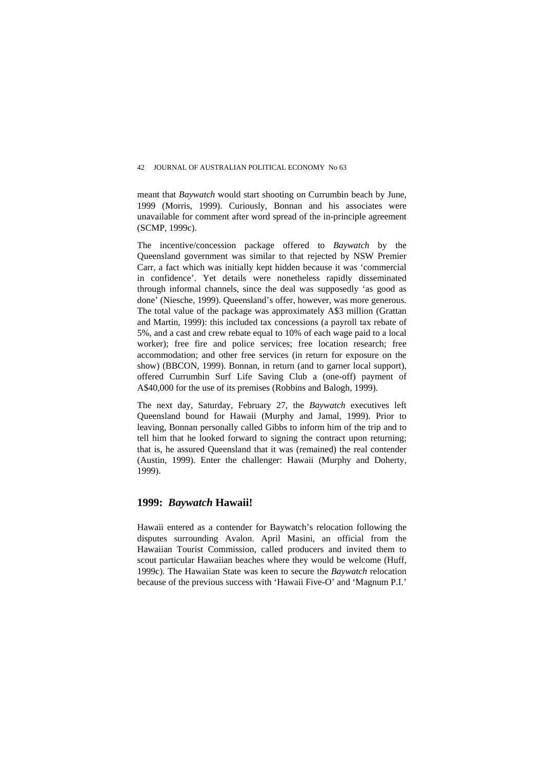meant that *Baywatch* would start shooting on Currumbin beach by June, 1999 (Morris, 1999). Curiously, Bonnan and his associates were unavailable for comment after word spread of the in-principle agreement (SCMP, 1999c).

The incentive/concession package offered to *Baywatch* by the Queensland government was similar to that rejected by NSW Premier Carr, a fact which was initially kept hidden because it was 'commercial in confidence'. Yet details were nonetheless rapidly disseminated through informal channels, since the deal was supposedly 'as good as done' (Niesche, 1999). Queensland's offer, however, was more generous. The total value of the package was approximately A$3 million (Grattan and Martin, 1999): this included tax concessions (a payroll tax rebate of 5%, and a cast and crew rebate equal to 10% of each wage paid to a local worker); free fire and police services; free location research; free accommodation; and other free services (in return for exposure on the show) (BBCON, 1999). Bonnan, in return (and to garner local support), offered Currumbin Surf Life Saving Club a (one-off) payment of A$40,000 for the use of its premises (Robbins and Balogh, 1999).

The next day, Saturday, February 27, the *Baywatch* executives left Queensland bound for Hawaii (Murphy and Jamal, 1999). Prior to leaving, Bonnan personally called Gibbs to inform him of the trip and to tell him that he looked forward to signing the contract upon returning; that is, he assured Queensland that it was (remained) the real contender (Austin, 1999). Enter the challenger: Hawaii (Murphy and Doherty, 1999).

## 1999: *Baywatch* Hawaii!

Hawaii entered as a contender for Baywatch's relocation following the disputes surrounding Avalon. April Masini, an official from the Hawaiian Tourist Commission, called producers and invited them to scout particular Hawaiian beaches where they would be welcome (Huff, 1999c). The Hawaiian State was keen to secure the *Baywatch* relocation because of the previous success with 'Hawaii Five-O' and 'Magnum P.I.'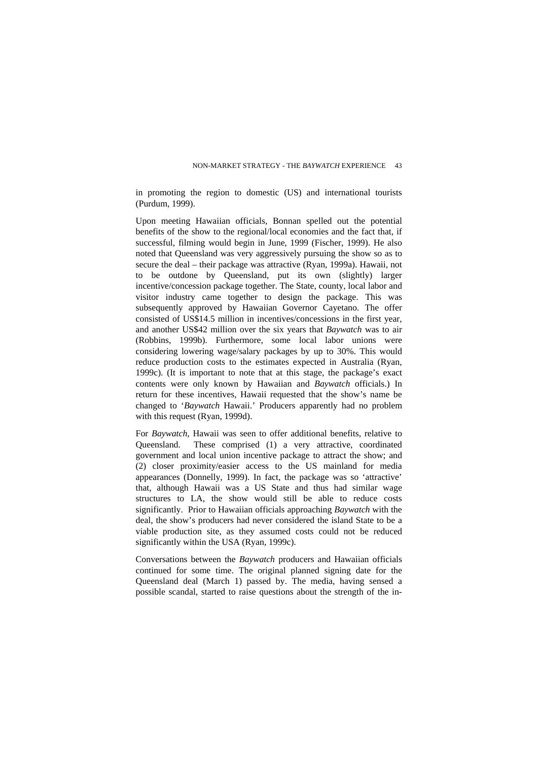in promoting the region to domestic (US) and international tourists (Purdum, 1999).

Upon meeting Hawaiian officials, Bonnan spelled out the potential benefits of the show to the regional/local economies and the fact that, if successful, filming would begin in June, 1999 (Fischer, 1999). He also noted that Queensland was very aggressively pursuing the show so as to secure the deal – their package was attractive (Ryan, 1999a). Hawaii, not to be outdone by Queensland, put its own (slightly) larger incentive/concession package together. The State, county, local labor and visitor industry came together to design the package. This was subsequently approved by Hawaiian Governor Cayetano. The offer consisted of US$14.5 million in incentives/concessions in the first year, and another US$42 million over the six years that *Baywatch* was to air (Robbins, 1999b). Furthermore, some local labor unions were considering lowering wage/salary packages by up to 30%. This would reduce production costs to the estimates expected in Australia (Ryan, 1999c). (It is important to note that at this stage, the package's exact contents were only known by Hawaiian and *Baywatch* officials.) In return for these incentives, Hawaii requested that the show's name be changed to '*Baywatch* Hawaii.' Producers apparently had no problem with this request (Ryan, 1999d).

For *Baywatch*, Hawaii was seen to offer additional benefits, relative to Queensland. These comprised (1) a very attractive, coordinated government and local union incentive package to attract the show; and (2) closer proximity/easier access to the US mainland for media appearances (Donnelly, 1999). In fact, the package was so 'attractive' that, although Hawaii was a US State and thus had similar wage structures to LA, the show would still be able to reduce costs significantly. Prior to Hawaiian officials approaching *Baywatch* with the deal, the show's producers had never considered the island State to be a viable production site, as they assumed costs could not be reduced significantly within the USA (Ryan, 1999c).

Conversations between the *Baywatch* producers and Hawaiian officials continued for some time. The original planned signing date for the Queensland deal (March 1) passed by. The media, having sensed a possible scandal, started to raise questions about the strength of the in-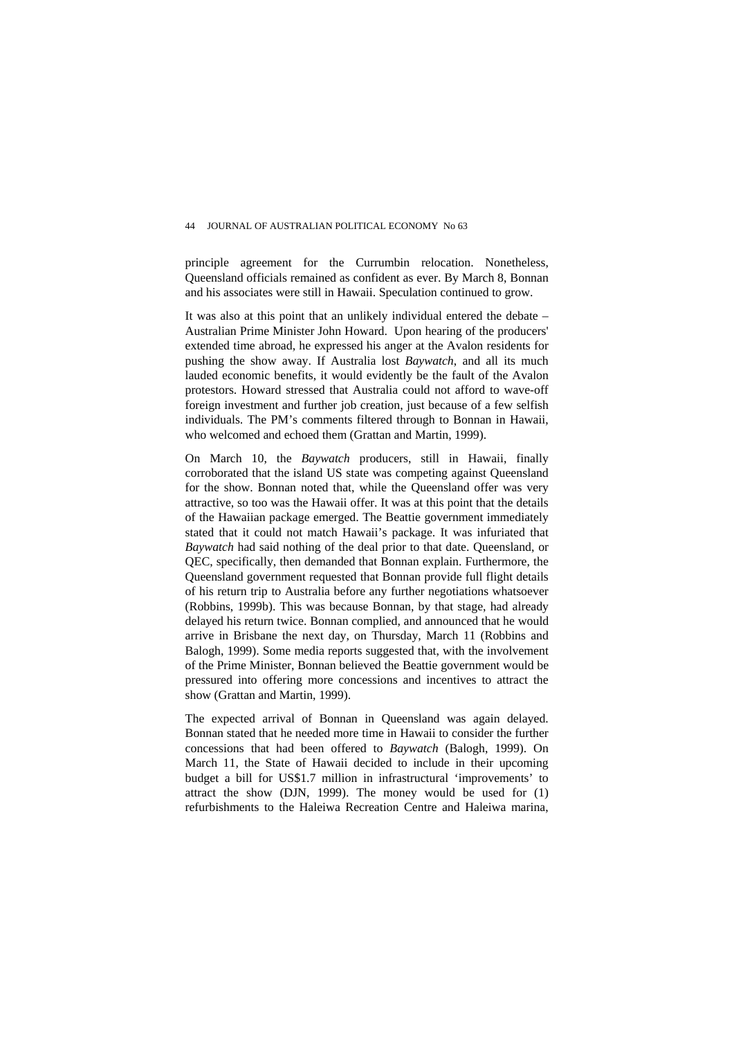principle agreement for the Currumbin relocation. Nonetheless, Queensland officials remained as confident as ever. By March 8, Bonnan and his associates were still in Hawaii. Speculation continued to grow.

It was also at this point that an unlikely individual entered the debate – Australian Prime Minister John Howard. Upon hearing of the producers' extended time abroad, he expressed his anger at the Avalon residents for pushing the show away. If Australia lost *Baywatch*, and all its much lauded economic benefits, it would evidently be the fault of the Avalon protestors. Howard stressed that Australia could not afford to wave-off foreign investment and further job creation, just because of a few selfish individuals. The PM's comments filtered through to Bonnan in Hawaii, who welcomed and echoed them (Grattan and Martin, 1999).

On March 10, the *Baywatch* producers, still in Hawaii, finally corroborated that the island US state was competing against Queensland for the show. Bonnan noted that, while the Queensland offer was very attractive, so too was the Hawaii offer. It was at this point that the details of the Hawaiian package emerged. The Beattie government immediately stated that it could not match Hawaii's package. It was infuriated that *Baywatch* had said nothing of the deal prior to that date. Queensland, or QEC, specifically, then demanded that Bonnan explain. Furthermore, the Queensland government requested that Bonnan provide full flight details of his return trip to Australia before any further negotiations whatsoever (Robbins, 1999b). This was because Bonnan, by that stage, had already delayed his return twice. Bonnan complied, and announced that he would arrive in Brisbane the next day, on Thursday, March 11 (Robbins and Balogh, 1999). Some media reports suggested that, with the involvement of the Prime Minister, Bonnan believed the Beattie government would be pressured into offering more concessions and incentives to attract the show (Grattan and Martin, 1999).

The expected arrival of Bonnan in Queensland was again delayed. Bonnan stated that he needed more time in Hawaii to consider the further concessions that had been offered to *Baywatch* (Balogh, 1999). On March 11, the State of Hawaii decided to include in their upcoming budget a bill for US$1.7 million in infrastructural 'improvements' to attract the show (DJN, 1999). The money would be used for (1) refurbishments to the Haleiwa Recreation Centre and Haleiwa marina,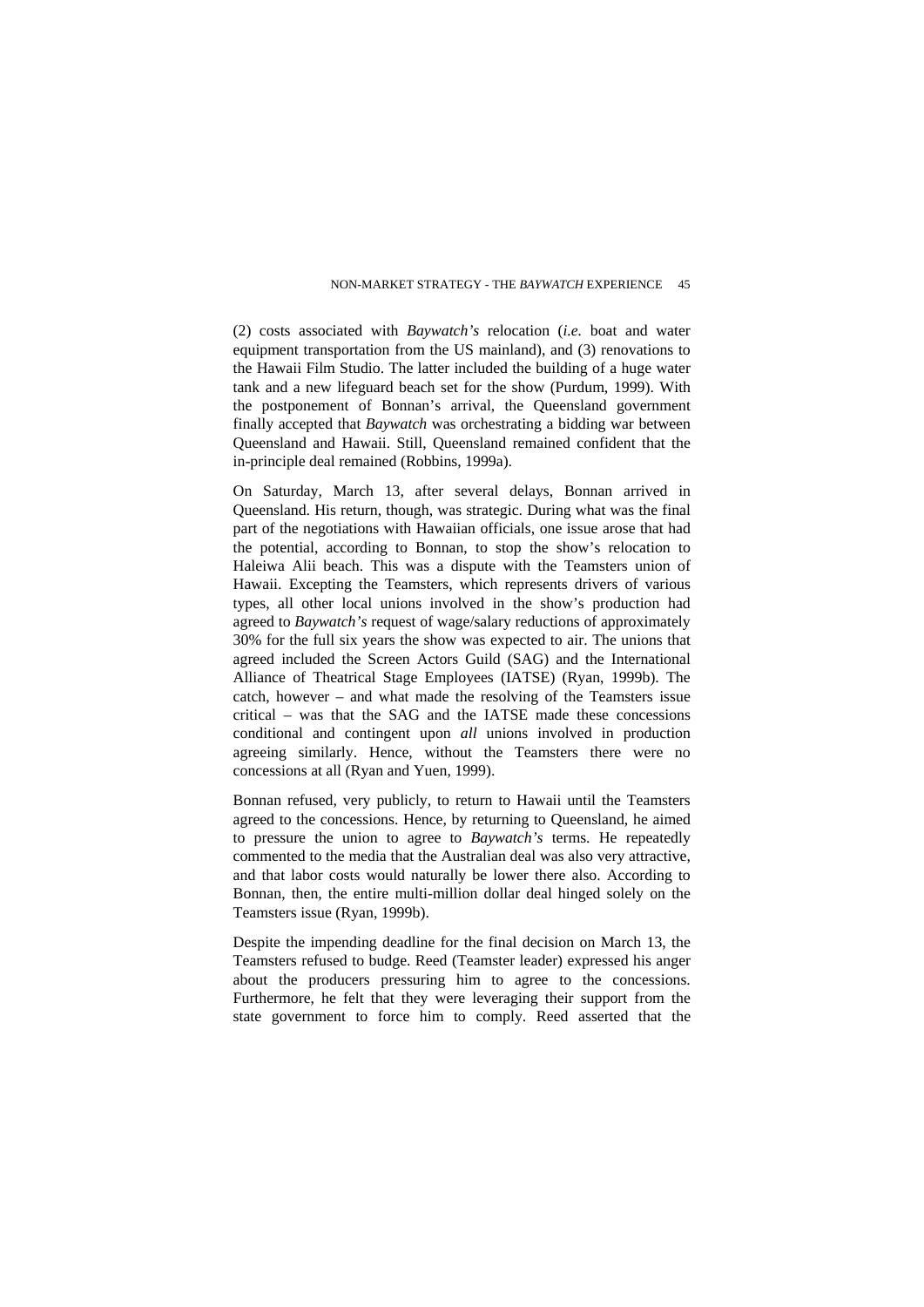(2) costs associated with *Baywatch's* relocation (*i.e.* boat and water equipment transportation from the US mainland), and (3) renovations to the Hawaii Film Studio. The latter included the building of a huge water tank and a new lifeguard beach set for the show (Purdum, 1999). With the postponement of Bonnan's arrival, the Queensland government finally accepted that *Baywatch* was orchestrating a bidding war between Queensland and Hawaii. Still, Queensland remained confident that the in-principle deal remained (Robbins, 1999a).

On Saturday, March 13, after several delays, Bonnan arrived in Queensland. His return, though, was strategic. During what was the final part of the negotiations with Hawaiian officials, one issue arose that had the potential, according to Bonnan, to stop the show's relocation to Haleiwa Alii beach. This was a dispute with the Teamsters union of Hawaii. Excepting the Teamsters, which represents drivers of various types, all other local unions involved in the show's production had agreed to *Baywatch's* request of wage/salary reductions of approximately 30% for the full six years the show was expected to air. The unions that agreed included the Screen Actors Guild (SAG) and the International Alliance of Theatrical Stage Employees (IATSE) (Ryan, 1999b). The catch, however – and what made the resolving of the Teamsters issue critical – was that the SAG and the IATSE made these concessions conditional and contingent upon *all* unions involved in production agreeing similarly. Hence, without the Teamsters there were no concessions at all (Ryan and Yuen, 1999).

Bonnan refused, very publicly, to return to Hawaii until the Teamsters agreed to the concessions. Hence, by returning to Queensland, he aimed to pressure the union to agree to *Baywatch's* terms. He repeatedly commented to the media that the Australian deal was also very attractive, and that labor costs would naturally be lower there also. According to Bonnan, then, the entire multi-million dollar deal hinged solely on the Teamsters issue (Ryan, 1999b).

Despite the impending deadline for the final decision on March 13, the Teamsters refused to budge. Reed (Teamster leader) expressed his anger about the producers pressuring him to agree to the concessions. Furthermore, he felt that they were leveraging their support from the state government to force him to comply. Reed asserted that the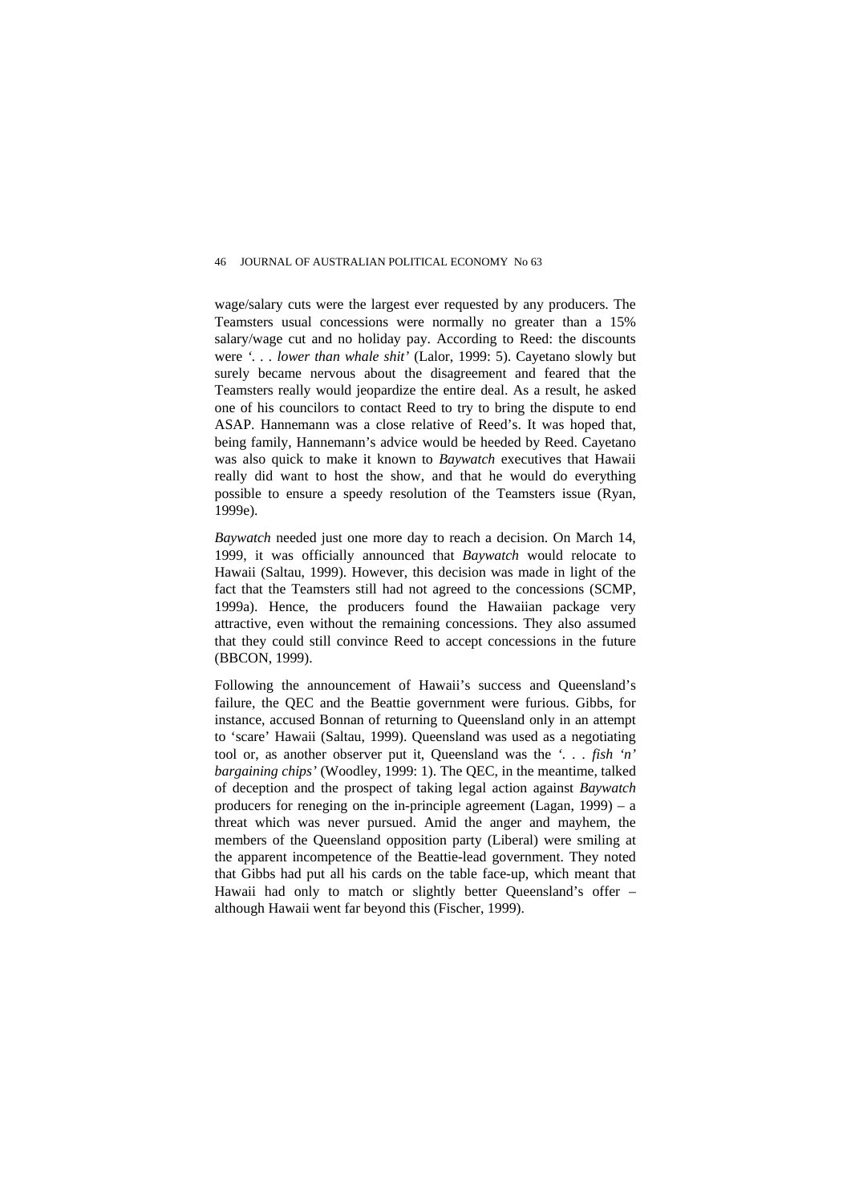wage/salary cuts were the largest ever requested by any producers. The Teamsters usual concessions were normally no greater than a 15% salary/wage cut and no holiday pay. According to Reed: the discounts were *'. . . lower than whale shit'* (Lalor, 1999: 5). Cayetano slowly but surely became nervous about the disagreement and feared that the Teamsters really would jeopardize the entire deal. As a result, he asked one of his councilors to contact Reed to try to bring the dispute to end ASAP. Hannemann was a close relative of Reed's. It was hoped that, being family, Hannemann's advice would be heeded by Reed. Cayetano was also quick to make it known to *Baywatch* executives that Hawaii really did want to host the show, and that he would do everything possible to ensure a speedy resolution of the Teamsters issue (Ryan, 1999e).

*Baywatch* needed just one more day to reach a decision. On March 14, 1999, it was officially announced that *Baywatch* would relocate to Hawaii (Saltau, 1999). However, this decision was made in light of the fact that the Teamsters still had not agreed to the concessions (SCMP, 1999a). Hence, the producers found the Hawaiian package very attractive, even without the remaining concessions. They also assumed that they could still convince Reed to accept concessions in the future (BBCON, 1999).

Following the announcement of Hawaii's success and Queensland's failure, the QEC and the Beattie government were furious. Gibbs, for instance, accused Bonnan of returning to Queensland only in an attempt to 'scare' Hawaii (Saltau, 1999). Queensland was used as a negotiating tool or, as another observer put it, Queensland was the *'. . . fish 'n' bargaining chips'* (Woodley, 1999: 1). The QEC, in the meantime, talked of deception and the prospect of taking legal action against *Baywatch* producers for reneging on the in-principle agreement (Lagan, 1999) – a threat which was never pursued. Amid the anger and mayhem, the members of the Queensland opposition party (Liberal) were smiling at the apparent incompetence of the Beattie-lead government. They noted that Gibbs had put all his cards on the table face-up, which meant that Hawaii had only to match or slightly better Queensland's offer – although Hawaii went far beyond this (Fischer, 1999).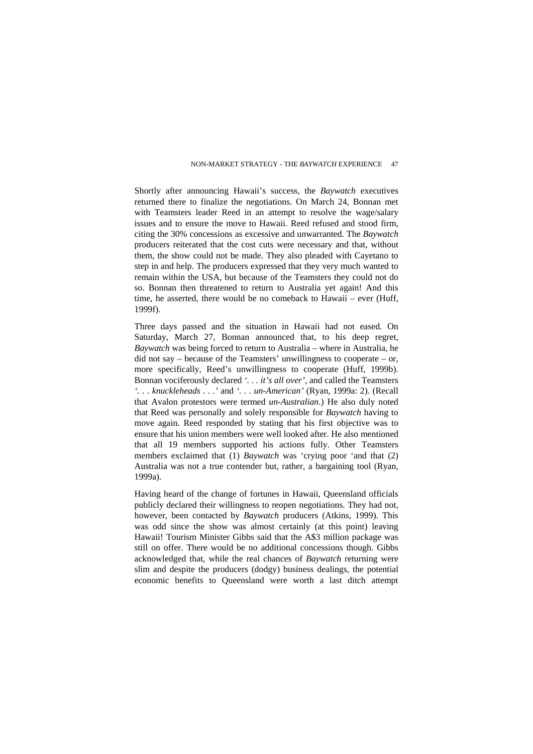Shortly after announcing Hawaii's success, the *Baywatch* executives returned there to finalize the negotiations. On March 24, Bonnan met with Teamsters leader Reed in an attempt to resolve the wage/salary issues and to ensure the move to Hawaii. Reed refused and stood firm, citing the 30% concessions as excessive and unwarranted. The *Baywatch* producers reiterated that the cost cuts were necessary and that, without them, the show could not be made. They also pleaded with Cayetano to step in and help. The producers expressed that they very much wanted to remain within the USA, but because of the Teamsters they could not do so. Bonnan then threatened to return to Australia yet again! And this time, he asserted, there would be no comeback to Hawaii – ever (Huff, 1999f).

Three days passed and the situation in Hawaii had not eased. On Saturday, March 27, Bonnan announced that, to his deep regret, *Baywatch* was being forced to return to Australia – where in Australia, he did not say – because of the Teamsters' unwillingness to cooperate – or, more specifically, Reed's unwillingness to cooperate (Huff, 1999b). Bonnan vociferously declared *'. . . it's all over'*, and called the Teamsters *'. . . knuckleheads . . .'* and *'. . . un-American'* (Ryan, 1999a: 2). (Recall that Avalon protestors were termed *un-Australian*.) He also duly noted that Reed was personally and solely responsible for *Baywatch* having to move again. Reed responded by stating that his first objective was to ensure that his union members were well looked after. He also mentioned that all 19 members supported his actions fully. Other Teamsters members exclaimed that (1) *Baywatch* was 'crying poor 'and that (2) Australia was not a true contender but, rather, a bargaining tool (Ryan, 1999a).

Having heard of the change of fortunes in Hawaii, Queensland officials publicly declared their willingness to reopen negotiations. They had not, however, been contacted by *Baywatch* producers (Atkins, 1999). This was odd since the show was almost certainly (at this point) leaving Hawaii! Tourism Minister Gibbs said that the A$3 million package was still on offer. There would be no additional concessions though. Gibbs acknowledged that, while the real chances of *Baywatch* returning were slim and despite the producers (dodgy) business dealings, the potential economic benefits to Queensland were worth a last ditch attempt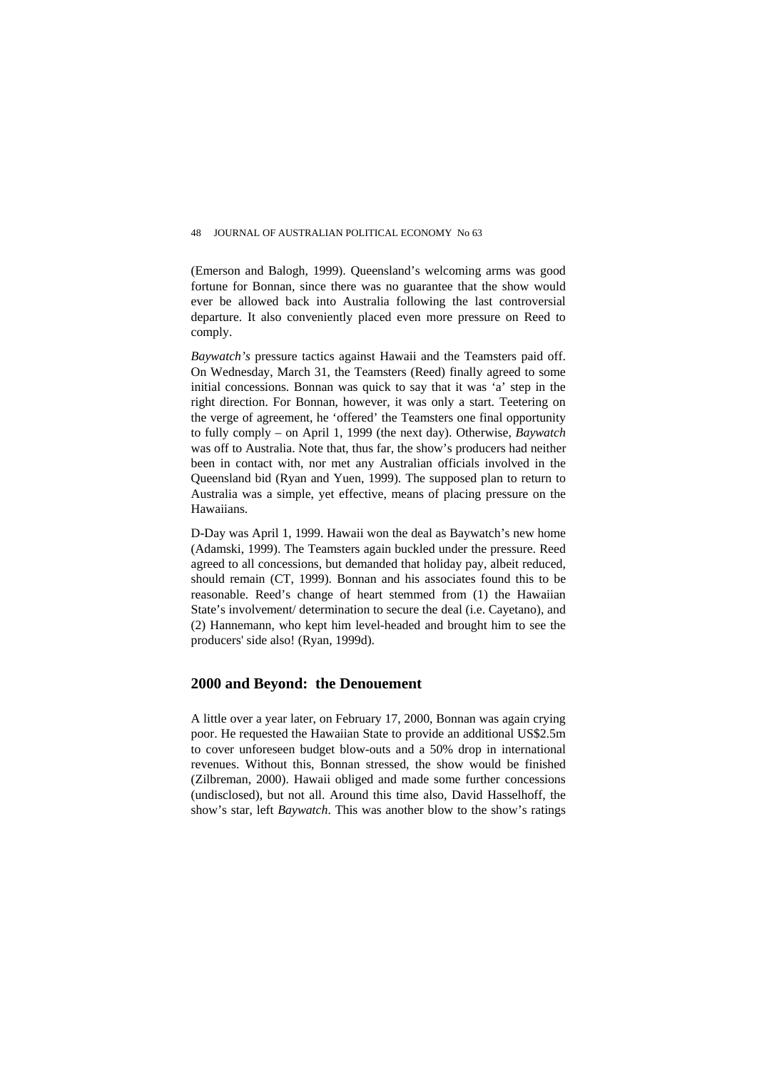(Emerson and Balogh, 1999). Queensland's welcoming arms was good fortune for Bonnan, since there was no guarantee that the show would ever be allowed back into Australia following the last controversial departure. It also conveniently placed even more pressure on Reed to comply.

*Baywatch's* pressure tactics against Hawaii and the Teamsters paid off. On Wednesday, March 31, the Teamsters (Reed) finally agreed to some initial concessions. Bonnan was quick to say that it was 'a' step in the right direction. For Bonnan, however, it was only a start. Teetering on the verge of agreement, he 'offered' the Teamsters one final opportunity to fully comply – on April 1, 1999 (the next day). Otherwise, *Baywatch* was off to Australia. Note that, thus far, the show's producers had neither been in contact with, nor met any Australian officials involved in the Queensland bid (Ryan and Yuen, 1999). The supposed plan to return to Australia was a simple, yet effective, means of placing pressure on the Hawaiians.

D-Day was April 1, 1999. Hawaii won the deal as Baywatch's new home (Adamski, 1999). The Teamsters again buckled under the pressure. Reed agreed to all concessions, but demanded that holiday pay, albeit reduced, should remain (CT, 1999). Bonnan and his associates found this to be reasonable. Reed's change of heart stemmed from (1) the Hawaiian State's involvement/ determination to secure the deal (i.e. Cayetano), and (2) Hannemann, who kept him level-headed and brought him to see the producers' side also! (Ryan, 1999d).

## 2000 and Beyond: the Denouement

A little over a year later, on February 17, 2000, Bonnan was again crying poor. He requested the Hawaiian State to provide an additional US$2.5m to cover unforeseen budget blow-outs and a 50% drop in international revenues. Without this, Bonnan stressed, the show would be finished (Zilbreman, 2000). Hawaii obliged and made some further concessions (undisclosed), but not all. Around this time also, David Hasselhoff, the show's star, left *Baywatch*. This was another blow to the show's ratings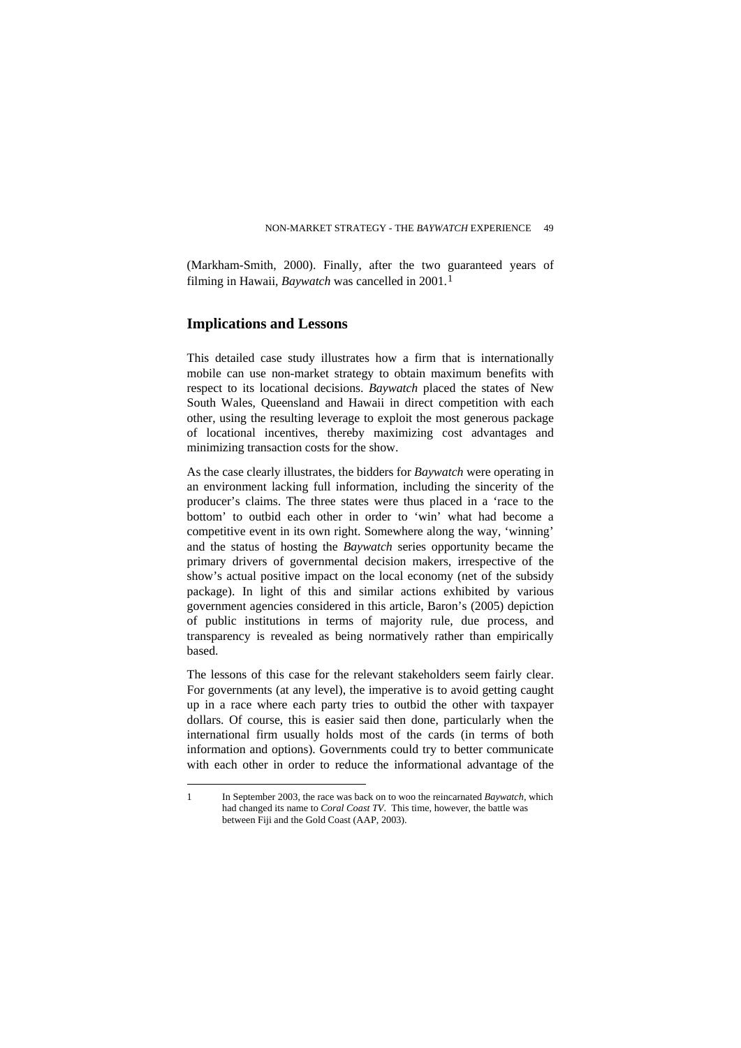(Markham-Smith, 2000). Finally, after the two guaranteed years of filming in Hawaii, *Baywatch* was cancelled in 2001.[1]

## Implications and Lessons

This detailed case study illustrates how a firm that is internationally mobile can use non-market strategy to obtain maximum benefits with respect to its locational decisions. *Baywatch* placed the states of New South Wales, Queensland and Hawaii in direct competition with each other, using the resulting leverage to exploit the most generous package of locational incentives, thereby maximizing cost advantages and minimizing transaction costs for the show.

As the case clearly illustrates, the bidders for *Baywatch* were operating in an environment lacking full information, including the sincerity of the producer's claims. The three states were thus placed in a 'race to the bottom' to outbid each other in order to 'win' what had become a competitive event in its own right. Somewhere along the way, 'winning' and the status of hosting the *Baywatch* series opportunity became the primary drivers of governmental decision makers, irrespective of the show's actual positive impact on the local economy (net of the subsidy package). In light of this and similar actions exhibited by various government agencies considered in this article, Baron's (2005) depiction of public institutions in terms of majority rule, due process, and transparency is revealed as being normatively rather than empirically based.

The lessons of this case for the relevant stakeholders seem fairly clear. For governments (at any level), the imperative is to avoid getting caught up in a race where each party tries to outbid the other with taxpayer dollars. Of course, this is easier said then done, particularly when the international firm usually holds most of the cards (in terms of both information and options). Governments could try to better communicate with each other in order to reduce the informational advantage of the

---

[1] In September 2003, the race was back on to woo the reincarnated *Baywatch*, which had changed its name to *Coral Coast TV*. This time, however, the battle was between Fiji and the Gold Coast (AAP, 2003).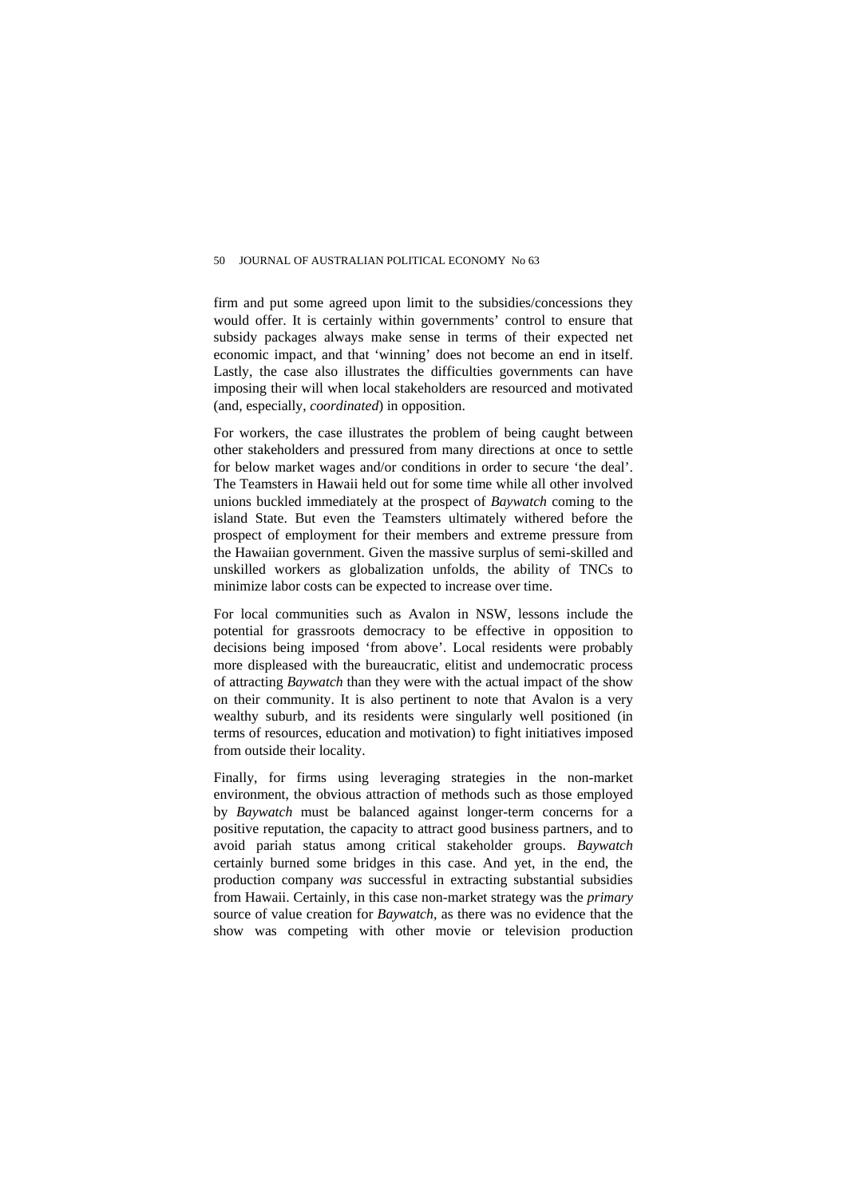firm and put some agreed upon limit to the subsidies/concessions they would offer. It is certainly within governments' control to ensure that subsidy packages always make sense in terms of their expected net economic impact, and that 'winning' does not become an end in itself. Lastly, the case also illustrates the difficulties governments can have imposing their will when local stakeholders are resourced and motivated (and, especially, *coordinated*) in opposition.

For workers, the case illustrates the problem of being caught between other stakeholders and pressured from many directions at once to settle for below market wages and/or conditions in order to secure 'the deal'. The Teamsters in Hawaii held out for some time while all other involved unions buckled immediately at the prospect of *Baywatch* coming to the island State. But even the Teamsters ultimately withered before the prospect of employment for their members and extreme pressure from the Hawaiian government. Given the massive surplus of semi-skilled and unskilled workers as globalization unfolds, the ability of TNCs to minimize labor costs can be expected to increase over time.

For local communities such as Avalon in NSW, lessons include the potential for grassroots democracy to be effective in opposition to decisions being imposed 'from above'. Local residents were probably more displeased with the bureaucratic, elitist and undemocratic process of attracting *Baywatch* than they were with the actual impact of the show on their community. It is also pertinent to note that Avalon is a very wealthy suburb, and its residents were singularly well positioned (in terms of resources, education and motivation) to fight initiatives imposed from outside their locality.

Finally, for firms using leveraging strategies in the non-market environment, the obvious attraction of methods such as those employed by *Baywatch* must be balanced against longer-term concerns for a positive reputation, the capacity to attract good business partners, and to avoid pariah status among critical stakeholder groups. *Baywatch* certainly burned some bridges in this case. And yet, in the end, the production company *was* successful in extracting substantial subsidies from Hawaii. Certainly, in this case non-market strategy was the *primary* source of value creation for *Baywatch*, as there was no evidence that the show was competing with other movie or television production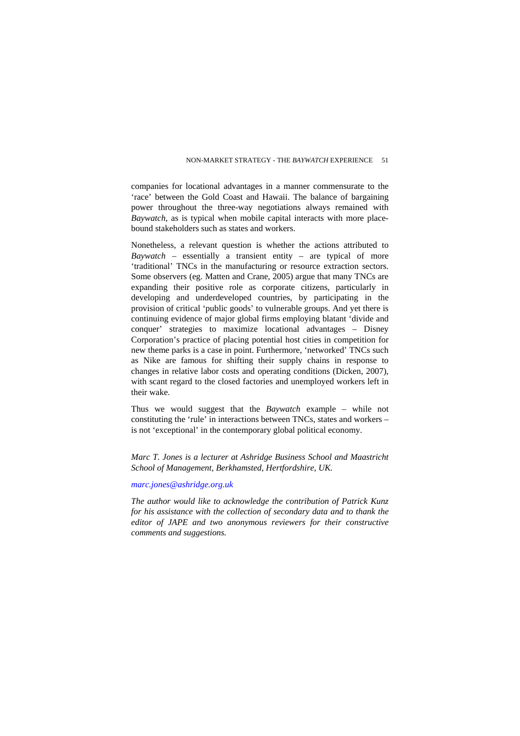companies for locational advantages in a manner commensurate to the 'race' between the Gold Coast and Hawaii. The balance of bargaining power throughout the three-way negotiations always remained with *Baywatch*, as is typical when mobile capital interacts with more place-bound stakeholders such as states and workers.

Nonetheless, a relevant question is whether the actions attributed to *Baywatch* – essentially a transient entity – are typical of more 'traditional' TNCs in the manufacturing or resource extraction sectors. Some observers (eg. Matten and Crane, 2005) argue that many TNCs are expanding their positive role as corporate citizens, particularly in developing and underdeveloped countries, by participating in the provision of critical 'public goods' to vulnerable groups. And yet there is continuing evidence of major global firms employing blatant 'divide and conquer' strategies to maximize locational advantages – Disney Corporation's practice of placing potential host cities in competition for new theme parks is a case in point. Furthermore, 'networked' TNCs such as Nike are famous for shifting their supply chains in response to changes in relative labor costs and operating conditions (Dicken, 2007), with scant regard to the closed factories and unemployed workers left in their wake.

Thus we would suggest that the *Baywatch* example – while not constituting the 'rule' in interactions between TNCs, states and workers – is not 'exceptional' in the contemporary global political economy.

*Marc T. Jones is a lecturer at Ashridge Business School and Maastricht School of Management, Berkhamsted, Hertfordshire, UK.*

*marc.jones@ashridge.org.uk*

*The author would like to acknowledge the contribution of Patrick Kunz for his assistance with the collection of secondary data and to thank the editor of JAPE and two anonymous reviewers for their constructive comments and suggestions.*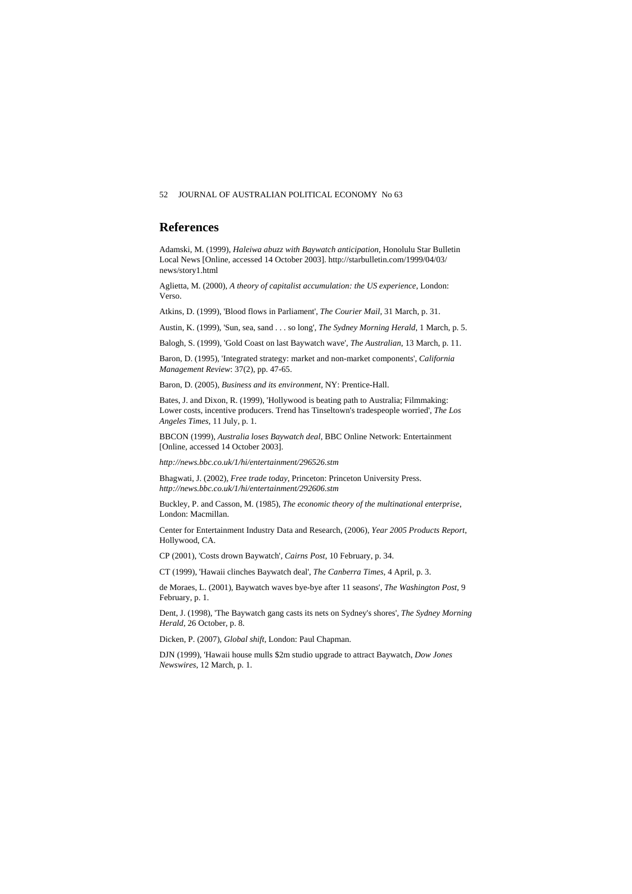## References

Adamski, M. (1999), *Haleiwa abuzz with Baywatch anticipation*, Honolulu Star Bulletin Local News [Online, accessed 14 October 2003]. http://starbulletin.com/1999/04/03/news/story1.html

Aglietta, M. (2000), *A theory of capitalist accumulation: the US experience*, London: Verso.

Atkins, D. (1999), 'Blood flows in Parliament', *The Courier Mail*, 31 March, p. 31.

Austin, K. (1999), 'Sun, sea, sand . . . so long', *The Sydney Morning Herald*, 1 March, p. 5.

Balogh, S. (1999), 'Gold Coast on last Baywatch wave', *The Australian*, 13 March, p. 11.

Baron, D. (1995), 'Integrated strategy: market and non-market components', *California Management Review*: 37(2), pp. 47-65.

Baron, D. (2005), *Business and its environment*, NY: Prentice-Hall.

Bates, J. and Dixon, R. (1999), 'Hollywood is beating path to Australia; Filmmaking: Lower costs, incentive producers. Trend has Tinseltown's tradespeople worried', *The Los Angeles Times*, 11 July, p. 1.

BBCON (1999), *Australia loses Baywatch deal*, BBC Online Network: Entertainment [Online, accessed 14 October 2003].

*http://news.bbc.co.uk/1/hi/entertainment/296526.stm*

Bhagwati, J. (2002), *Free trade today*, Princeton: Princeton University Press. *http://news.bbc.co.uk/1/hi/entertainment/292606.stm*

Buckley, P. and Casson, M. (1985), *The economic theory of the multinational enterprise*, London: Macmillan.

Center for Entertainment Industry Data and Research, (2006), *Year 2005 Products Report*, Hollywood, CA.

CP (2001), 'Costs drown Baywatch', *Cairns Post*, 10 February, p. 34.

CT (1999), 'Hawaii clinches Baywatch deal', *The Canberra Times*, 4 April, p. 3.

de Moraes, L. (2001), Baywatch waves bye-bye after 11 seasons', *The Washington Post*, 9 February, p. 1.

Dent, J. (1998), 'The Baywatch gang casts its nets on Sydney's shores', *The Sydney Morning Herald*, 26 October, p. 8.

Dicken, P. (2007), *Global shift*, London: Paul Chapman.

DJN (1999), 'Hawaii house mulls $2m studio upgrade to attract Baywatch, *Dow Jones Newswires*, 12 March, p. 1.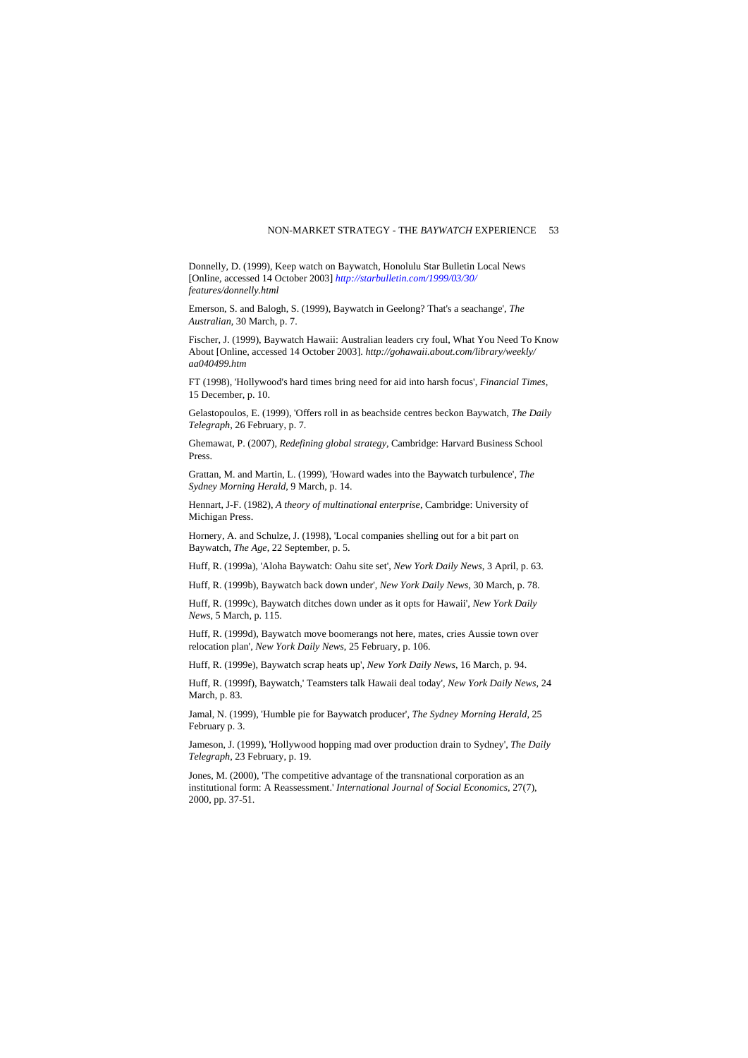Donnelly, D. (1999), Keep watch on Baywatch, Honolulu Star Bulletin Local News [Online, accessed 14 October 2003] *http://starbulletin.com/1999/03/30/features/donnelly.html*

Emerson, S. and Balogh, S. (1999), Baywatch in Geelong? That's a seachange', *The Australian*, 30 March, p. 7.

Fischer, J. (1999), Baywatch Hawaii: Australian leaders cry foul, What You Need To Know About [Online, accessed 14 October 2003]. *http://gohawaii.about.com/library/weekly/aa040499.htm*

FT (1998), 'Hollywood's hard times bring need for aid into harsh focus', *Financial Times*, 15 December, p. 10.

Gelastopoulos, E. (1999), 'Offers roll in as beachside centres beckon Baywatch, *The Daily Telegraph*, 26 February, p. 7.

Ghemawat, P. (2007), *Redefining global strategy*, Cambridge: Harvard Business School Press.

Grattan, M. and Martin, L. (1999), 'Howard wades into the Baywatch turbulence', *The Sydney Morning Herald*, 9 March, p. 14.

Hennart, J-F. (1982), *A theory of multinational enterprise*, Cambridge: University of Michigan Press.

Hornery, A. and Schulze, J. (1998), 'Local companies shelling out for a bit part on Baywatch, *The Age*, 22 September, p. 5.

Huff, R. (1999a), 'Aloha Baywatch: Oahu site set', *New York Daily News*, 3 April, p. 63.

Huff, R. (1999b), Baywatch back down under', *New York Daily News*, 30 March, p. 78.

Huff, R. (1999c), Baywatch ditches down under as it opts for Hawaii', *New York Daily News*, 5 March, p. 115.

Huff, R. (1999d), Baywatch move boomerangs not here, mates, cries Aussie town over relocation plan', *New York Daily News*, 25 February, p. 106.

Huff, R. (1999e), Baywatch scrap heats up', *New York Daily News*, 16 March, p. 94.

Huff, R. (1999f), Baywatch,' Teamsters talk Hawaii deal today', *New York Daily News*, 24 March, p. 83.

Jamal, N. (1999), 'Humble pie for Baywatch producer', *The Sydney Morning Herald*, 25 February p. 3.

Jameson, J. (1999), 'Hollywood hopping mad over production drain to Sydney', *The Daily Telegraph*, 23 February, p. 19.

Jones, M. (2000), 'The competitive advantage of the transnational corporation as an institutional form: A Reassessment.' *International Journal of Social Economics*, 27(7), 2000, pp. 37-51.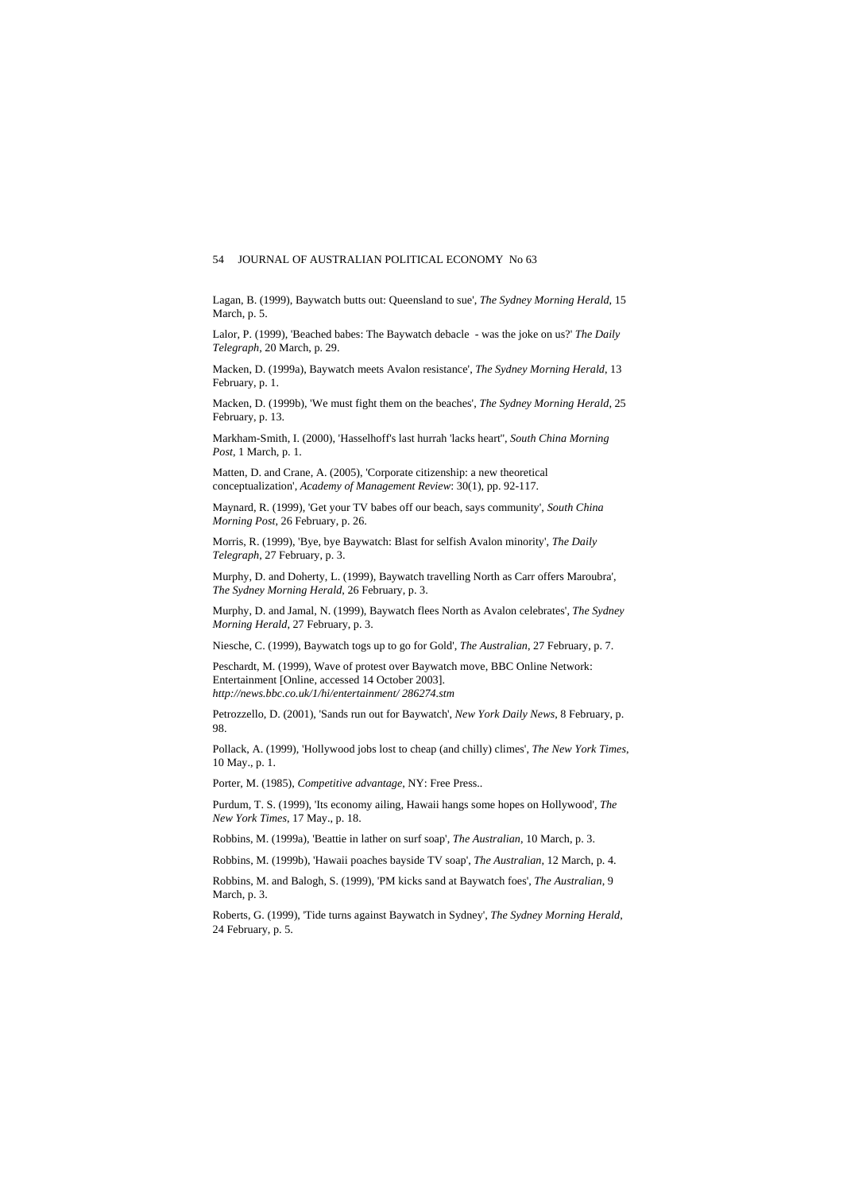Lagan, B. (1999), Baywatch butts out: Queensland to sue', *The Sydney Morning Herald*, 15 March, p. 5.

Lalor, P. (1999), 'Beached babes: The Baywatch debacle - was the joke on us?' *The Daily Telegraph*, 20 March, p. 29.

Macken, D. (1999a), Baywatch meets Avalon resistance', *The Sydney Morning Herald*, 13 February, p. 1.

Macken, D. (1999b), 'We must fight them on the beaches', *The Sydney Morning Herald*, 25 February, p. 13.

Markham-Smith, I. (2000), 'Hasselhoff's last hurrah 'lacks heart'', *South China Morning Post*, 1 March, p. 1.

Matten, D. and Crane, A. (2005), 'Corporate citizenship: a new theoretical conceptualization', *Academy of Management Review*: 30(1), pp. 92-117.

Maynard, R. (1999), 'Get your TV babes off our beach, says community', *South China Morning Post*, 26 February, p. 26.

Morris, R. (1999), 'Bye, bye Baywatch: Blast for selfish Avalon minority', *The Daily Telegraph*, 27 February, p. 3.

Murphy, D. and Doherty, L. (1999), Baywatch travelling North as Carr offers Maroubra', *The Sydney Morning Herald*, 26 February, p. 3.

Murphy, D. and Jamal, N. (1999), Baywatch flees North as Avalon celebrates', *The Sydney Morning Herald*, 27 February, p. 3.

Niesche, C. (1999), Baywatch togs up to go for Gold', *The Australian*, 27 February, p. 7.

Peschardt, M. (1999), Wave of protest over Baywatch move, BBC Online Network: Entertainment [Online, accessed 14 October 2003]. *http://news.bbc.co.uk/1/hi/entertainment/ 286274.stm*

Petrozzello, D. (2001), 'Sands run out for Baywatch', *New York Daily News*, 8 February, p. 98.

Pollack, A. (1999), 'Hollywood jobs lost to cheap (and chilly) climes', *The New York Times*, 10 May., p. 1.

Porter, M. (1985), *Competitive advantage*, NY: Free Press..

Purdum, T. S. (1999), 'Its economy ailing, Hawaii hangs some hopes on Hollywood', *The New York Times*, 17 May., p. 18.

Robbins, M. (1999a), 'Beattie in lather on surf soap', *The Australian*, 10 March, p. 3.

Robbins, M. (1999b), 'Hawaii poaches bayside TV soap', *The Australian*, 12 March, p. 4.

Robbins, M. and Balogh, S. (1999), 'PM kicks sand at Baywatch foes', *The Australian*, 9 March, p. 3.

Roberts, G. (1999), 'Tide turns against Baywatch in Sydney', *The Sydney Morning Herald*, 24 February, p. 5.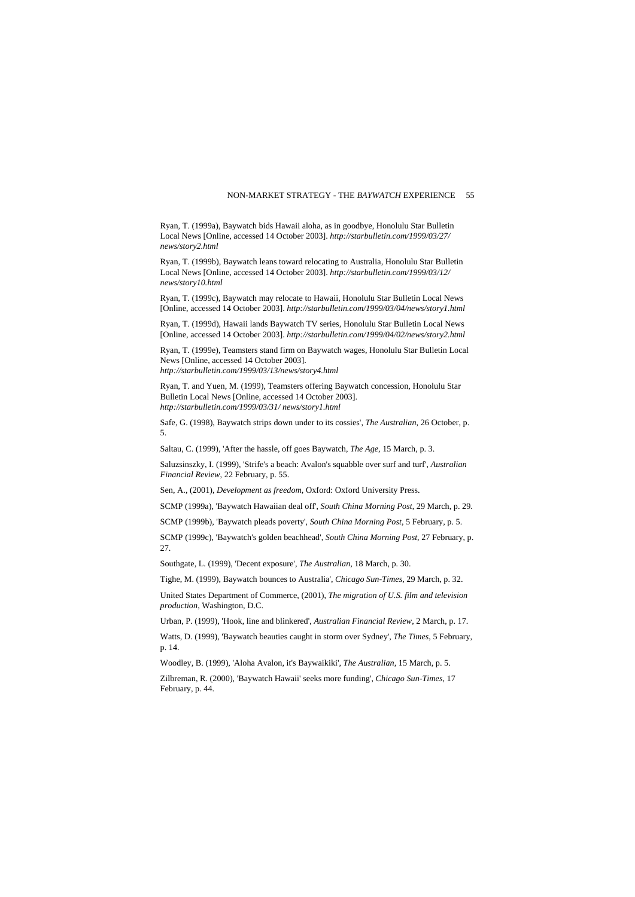Ryan, T. (1999a), Baywatch bids Hawaii aloha, as in goodbye, Honolulu Star Bulletin Local News [Online, accessed 14 October 2003]. *http://starbulletin.com/1999/03/27/news/story2.html*

Ryan, T. (1999b), Baywatch leans toward relocating to Australia, Honolulu Star Bulletin Local News [Online, accessed 14 October 2003]. *http://starbulletin.com/1999/03/12/news/story10.html*

Ryan, T. (1999c), Baywatch may relocate to Hawaii, Honolulu Star Bulletin Local News [Online, accessed 14 October 2003]. *http://starbulletin.com/1999/03/04/news/story1.html*

Ryan, T. (1999d), Hawaii lands Baywatch TV series, Honolulu Star Bulletin Local News [Online, accessed 14 October 2003]. *http://starbulletin.com/1999/04/02/news/story2.html*

Ryan, T. (1999e), Teamsters stand firm on Baywatch wages, Honolulu Star Bulletin Local News [Online, accessed 14 October 2003]. *http://starbulletin.com/1999/03/13/news/story4.html*

Ryan, T. and Yuen, M. (1999), Teamsters offering Baywatch concession, Honolulu Star Bulletin Local News [Online, accessed 14 October 2003]. *http://starbulletin.com/1999/03/31/ news/story1.html*

Safe, G. (1998), Baywatch strips down under to its cossies', *The Australian*, 26 October, p. 5.

Saltau, C. (1999), 'After the hassle, off goes Baywatch, *The Age*, 15 March, p. 3.

Saluzsinszky, I. (1999), 'Strife's a beach: Avalon's squabble over surf and turf', *Australian Financial Review*, 22 February, p. 55.

Sen, A., (2001), *Development as freedom*, Oxford: Oxford University Press.

SCMP (1999a), 'Baywatch Hawaiian deal off', *South China Morning Post*, 29 March, p. 29.

SCMP (1999b), 'Baywatch pleads poverty', *South China Morning Post*, 5 February, p. 5.

SCMP (1999c), 'Baywatch's golden beachhead', *South China Morning Post*, 27 February, p. 27.

Southgate, L. (1999), 'Decent exposure', *The Australian*, 18 March, p. 30.

Tighe, M. (1999), Baywatch bounces to Australia', *Chicago Sun-Times*, 29 March, p. 32.

United States Department of Commerce, (2001), *The migration of U.S. film and television production*, Washington, D.C.

Urban, P. (1999), 'Hook, line and blinkered', *Australian Financial Review*, 2 March, p. 17.

Watts, D. (1999), 'Baywatch beauties caught in storm over Sydney', *The Times*, 5 February, p. 14.

Woodley, B. (1999), 'Aloha Avalon, it's Baywaikiki', *The Australian*, 15 March, p. 5.

Zilbreman, R. (2000), 'Baywatch Hawaii' seeks more funding', *Chicago Sun-Times*, 17 February, p. 44.